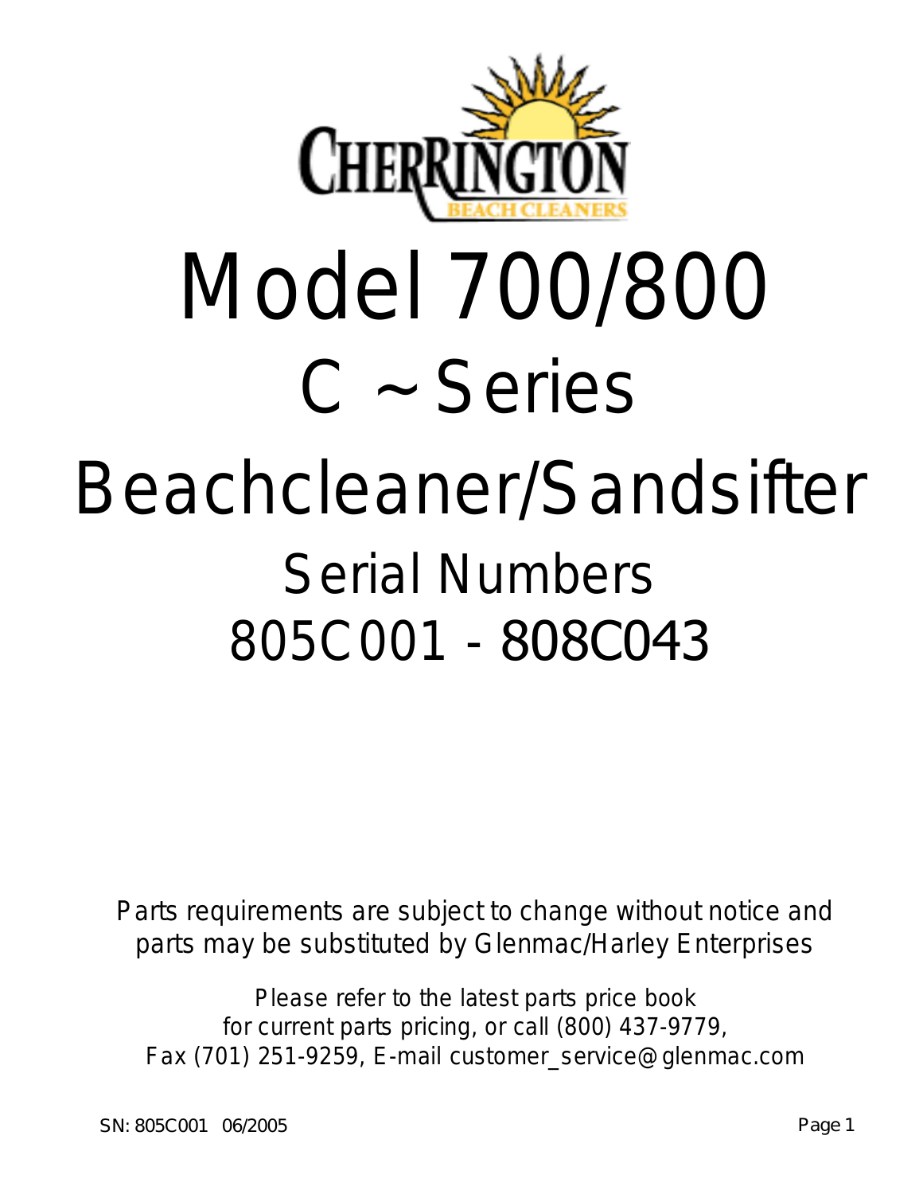# CHERRINGTON

BEACH CLEANERS

# Model 700/800

## C ~ Series

# Beachcleaner/Sandsifter

## Serial Numbers

## 805C001 - 808C043

Parts requirements are subject to change without notice and parts may be substituted by Glenmac/Harley Enterprises

Please refer to the latest parts price book for current parts pricing, or call (800) 437-9779, Fax (701) 251-9259, E-mail customer_service@glenmac.com

SN: 805C001 06/2005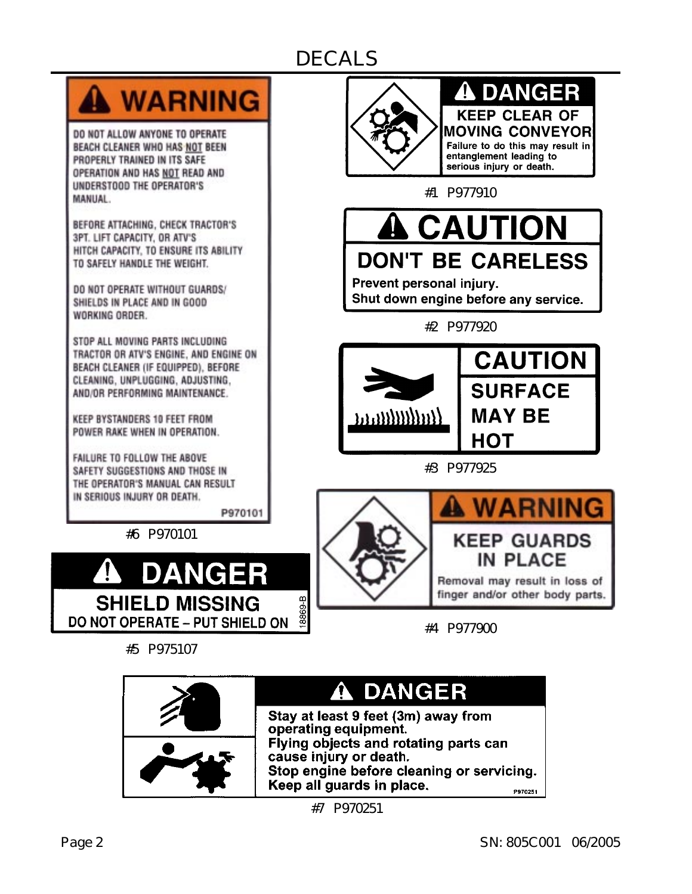# DECALS

**⚠ WARNING**

DO NOT ALLOW ANYONE TO OPERATE BEACH CLEANER WHO HAS NOT BEEN PROPERLY TRAINED IN ITS SAFE OPERATION AND HAS NOT READ AND UNDERSTOOD THE OPERATOR'S MANUAL.

BEFORE ATTACHING, CHECK TRACTOR'S 3PT. LIFT CAPACITY, OR ATV'S HITCH CAPACITY, TO ENSURE ITS ABILITY TO SAFELY HANDLE THE WEIGHT.

DO NOT OPERATE WITHOUT GUARDS/ SHIELDS IN PLACE AND IN GOOD WORKING ORDER.

STOP ALL MOVING PARTS INCLUDING TRACTOR OR ATV'S ENGINE, AND ENGINE ON BEACH CLEANER (IF EQUIPPED), BEFORE CLEANING, UNPLUGGING, ADJUSTING, AND/OR PERFORMING MAINTENANCE.

KEEP BYSTANDERS 10 FEET FROM POWER RAKE WHEN IN OPERATION.

FAILURE TO FOLLOW THE ABOVE SAFETY SUGGESTIONS AND THOSE IN THE OPERATOR'S MANUAL CAN RESULT IN SERIOUS INJURY OR DEATH.

P970101

#6 P970101

**⚠ DANGER**

**KEEP CLEAR OF MOVING CONVEYOR**

Failure to do this may result in entanglement leading to serious injury or death.

#1 P977910

**⚠ CAUTION**

**DON'T BE CARELESS**

Prevent personal injury.
Shut down engine before any service.

#2 P977920

**CAUTION**

**SURFACE MAY BE HOT**

#3 P977925

**⚠ DANGER**

**SHIELD MISSING**

DO NOT OPERATE – PUT SHIELD ON

18869-B

#5 P975107

**⚠ WARNING**

**KEEP GUARDS IN PLACE**

Removal may result in loss of finger and/or other body parts.

#4 P977900

**⚠ DANGER**

Stay at least 9 feet (3m) away from operating equipment.
Flying objects and rotating parts can cause injury or death.
Stop engine before cleaning or servicing.
Keep all guards in place.

P970251

#7 P970251

SN: 805C001 06/2005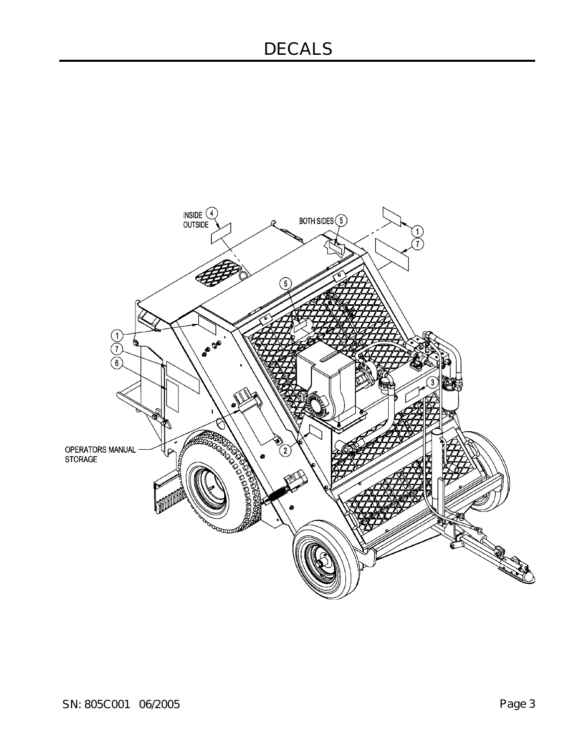# DECALS

INSIDE (4)
OUTSIDE

BOTH SIDES (5)

(1)
(7)

(5)

(1)
(7)
(6)

(3)

OPERATORS MANUAL
STORAGE

(2)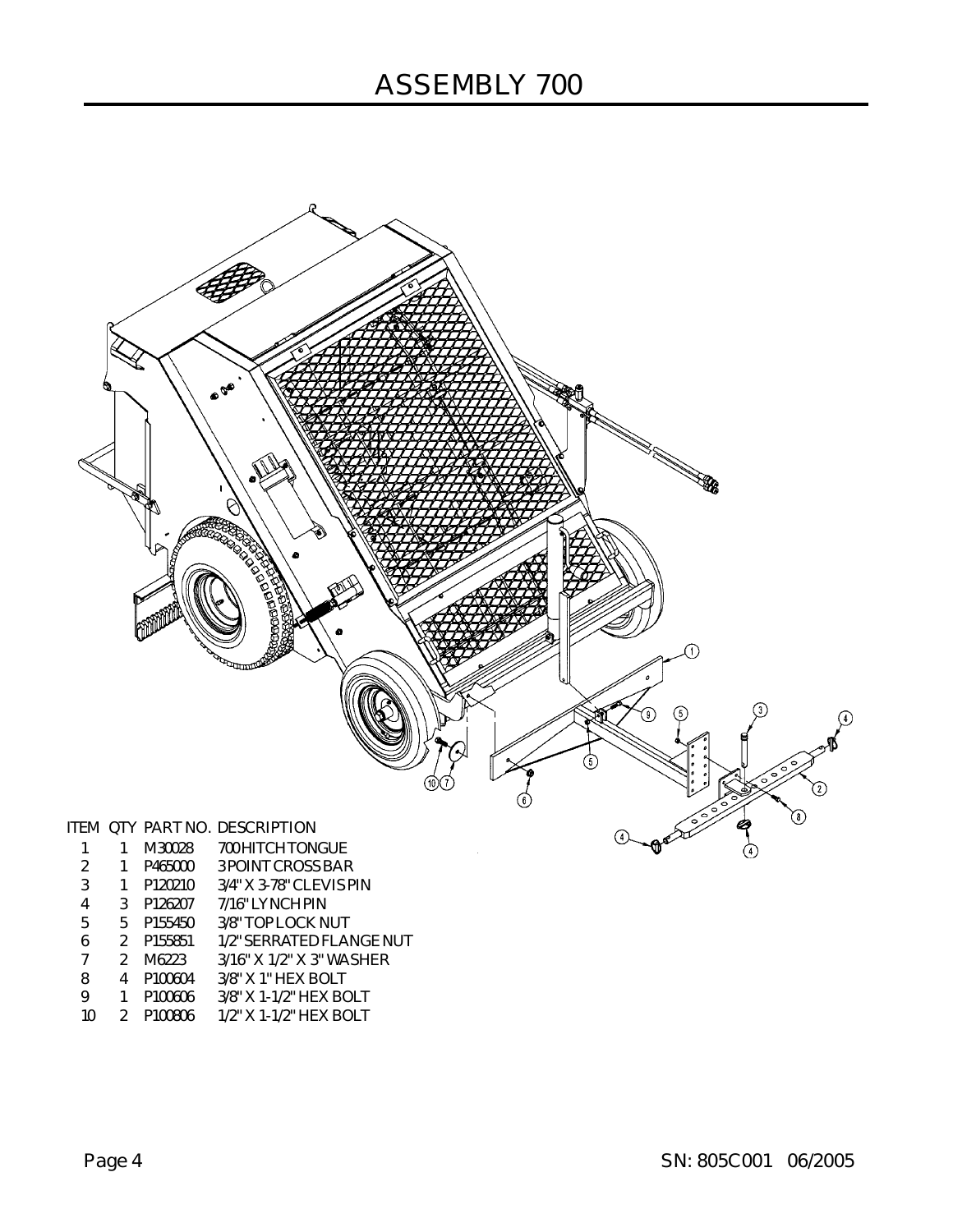# ASSEMBLY 700

| ITEM | QTY | PART NO. | DESCRIPTION |
|---|---|---|---|
| 1 | 1 | M30028 | 700 HITCH TONGUE |
| 2 | 1 | P465000 | 3 POINT CROSS BAR |
| 3 | 1 | P120210 | 3/4" X 3-78" CLEVIS PIN |
| 4 | 3 | P126207 | 7/16" LYNCH PIN |
| 5 | 5 | P155450 | 3/8" TOP LOCK NUT |
| 6 | 2 | P155851 | 1/2" SERRATED FLANGE NUT |
| 7 | 2 | M6223 | 3/16" X 1/2" X 3" WASHER |
| 8 | 4 | P100604 | 3/8" X 1" HEX BOLT |
| 9 | 1 | P100606 | 3/8" X 1-1/2" HEX BOLT |
| 10 | 2 | P100806 | 1/2" X 1-1/2" HEX BOLT |

SN: 805C001 06/2005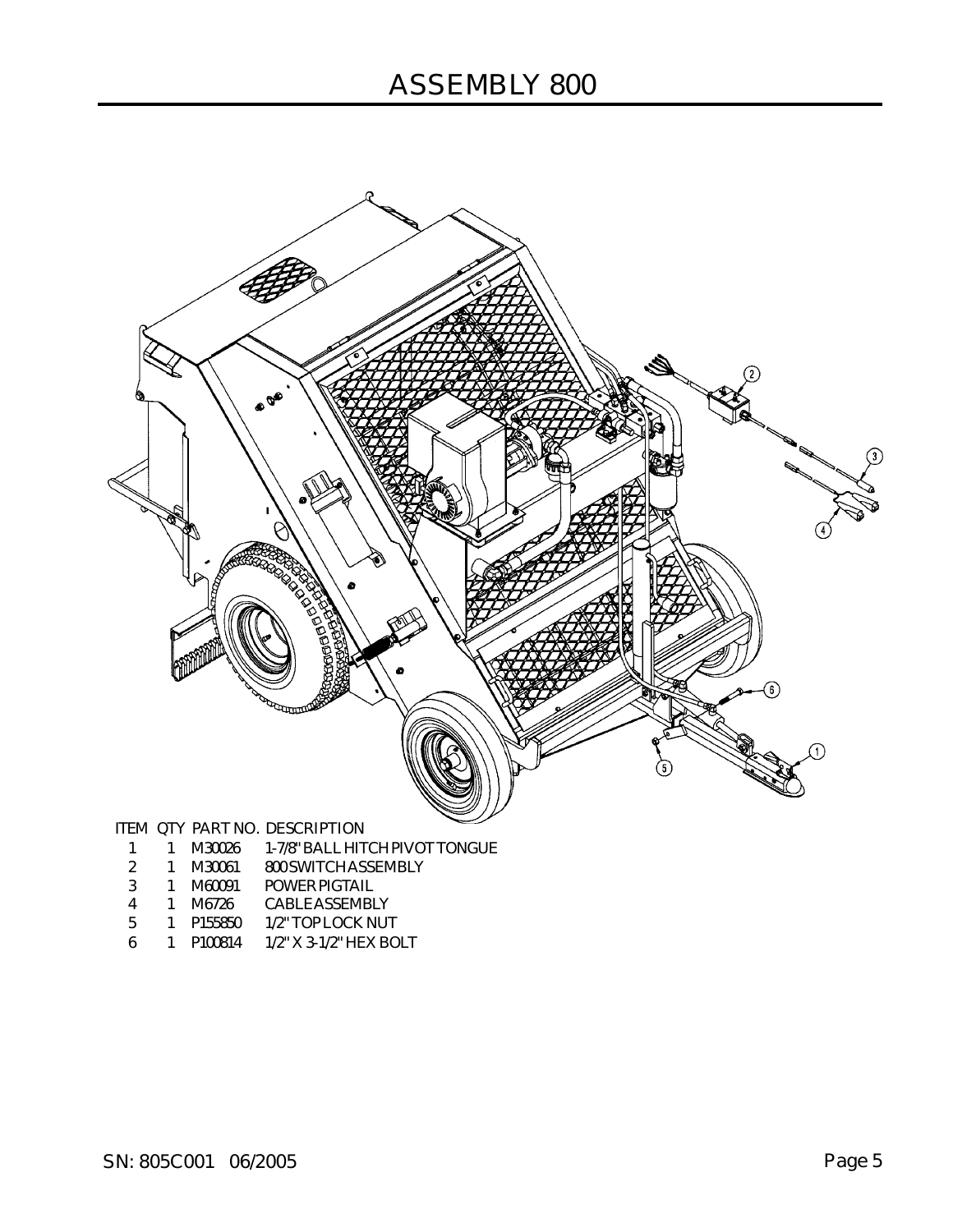# ASSEMBLY 800

| ITEM | QTY | PART NO. | DESCRIPTION |
|---|---|---|---|
| 1 | 1 | M30026 | 1-7/8" BALL HITCH PIVOT TONGUE |
| 2 | 1 | M30061 | 800 SWITCH ASSEMBLY |
| 3 | 1 | M60091 | POWER PIGTAIL |
| 4 | 1 | M6726 | CABLE ASSEMBLY |
| 5 | 1 | P155850 | 1/2" TOP LOCK NUT |
| 6 | 1 | P100814 | 1/2" X 3-1/2" HEX BOLT |

SN: 805C001 06/2005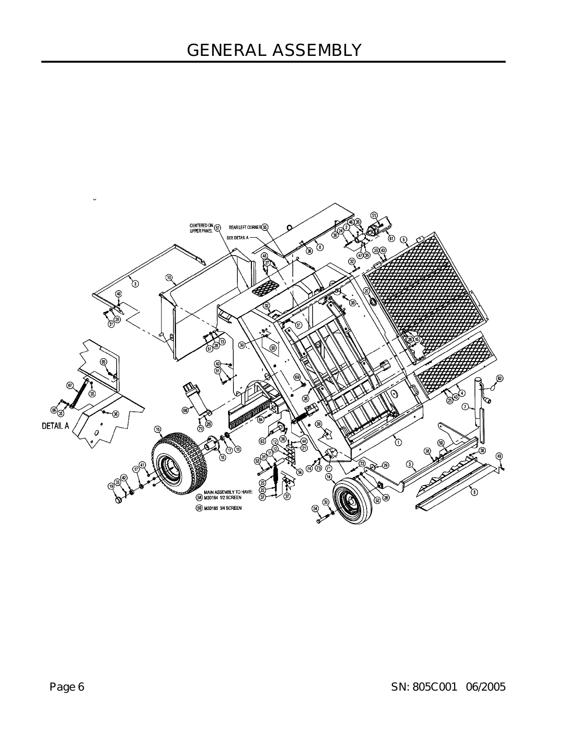# GENERAL ASSEMBLY

CENTERED ON UPPER PANEL 57

REAR LEFT CORNER 55

SEE DETAIL A

DETAIL A

MAIN ASSEMBLY TO HAVE:
58 M30184 1/2 SCREEN
59 M30185 3/4 SCREEN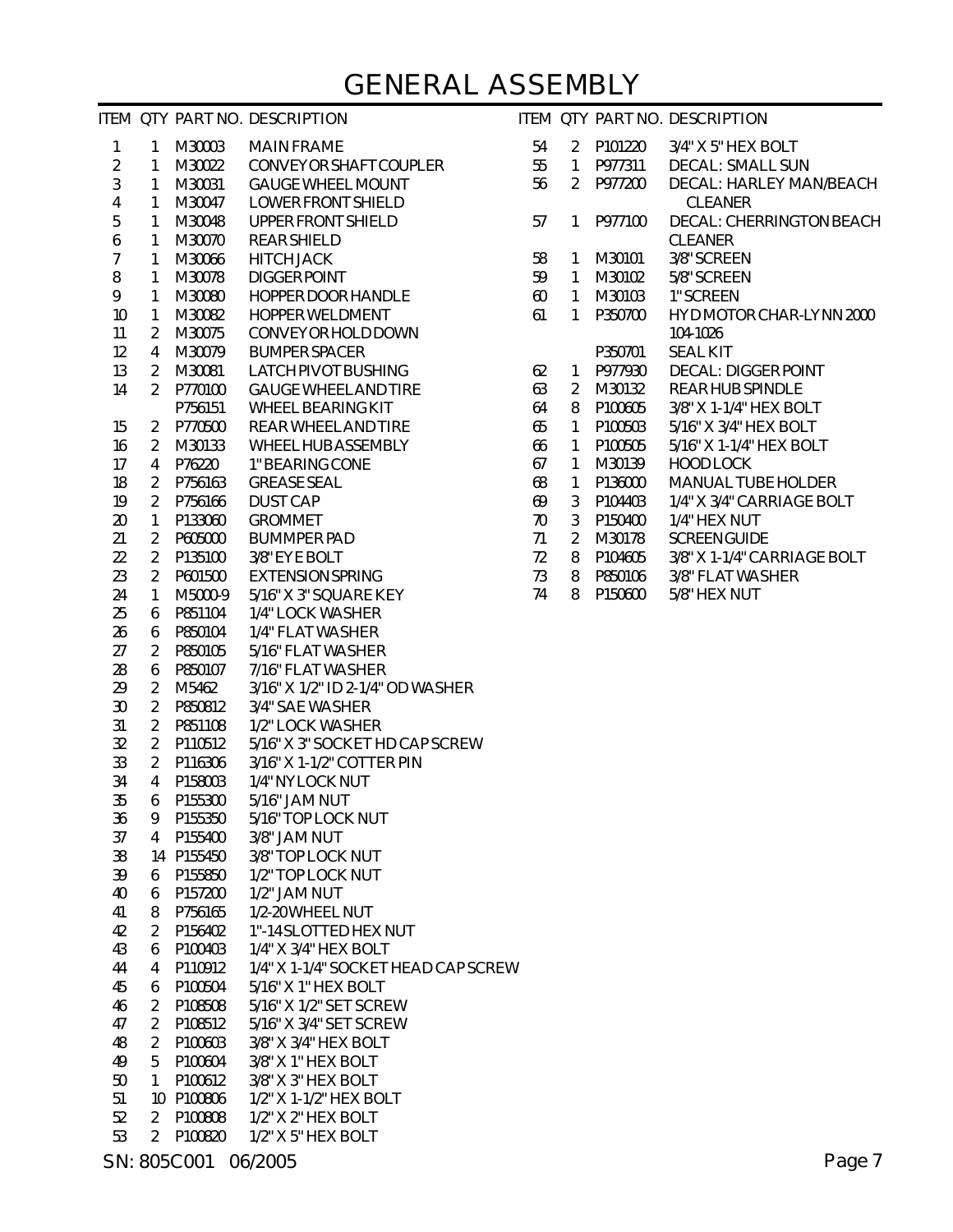# GENERAL ASSEMBLY

| ITEM | QTY | PART NO. | DESCRIPTION |
|---|---|---|---|
| 1 | 1 | M30003 | MAIN FRAME |
| 2 | 1 | M30022 | CONVEYOR SHAFT COUPLER |
| 3 | 1 | M30031 | GAUGE WHEEL MOUNT |
| 4 | 1 | M30047 | LOWER FRONT SHIELD |
| 5 | 1 | M30048 | UPPER FRONT SHIELD |
| 6 | 1 | M30070 | REAR SHIELD |
| 7 | 1 | M30066 | HITCH JACK |
| 8 | 1 | M30078 | DIGGER POINT |
| 9 | 1 | M30080 | HOPPER DOOR HANDLE |
| 10 | 1 | M30082 | HOPPER WELDMENT |
| 11 | 2 | M30075 | CONVEYOR HOLD DOWN |
| 12 | 4 | M30079 | BUMPER SPACER |
| 13 | 2 | M30081 | LATCH PIVOT BUSHING |
| 14 | 2 | P770100 | GAUGE WHEEL AND TIRE |
| | | P756151 | WHEEL BEARING KIT |
| 15 | 2 | P770500 | REAR WHEEL AND TIRE |
| 16 | 2 | M30133 | WHEEL HUB ASSEMBLY |
| 17 | 4 | P76220 | 1" BEARING CONE |
| 18 | 2 | P756163 | GREASE SEAL |
| 19 | 2 | P756166 | DUST CAP |
| 20 | 1 | P133060 | GROMMET |
| 21 | 2 | P605000 | BUMMPER PAD |
| 22 | 2 | P135100 | 3/8" EYE BOLT |
| 23 | 2 | P601500 | EXTENSION SPRING |
| 24 | 1 | M5000-9 | 5/16" X 3" SQUARE KEY |
| 25 | 6 | P851104 | 1/4" LOCK WASHER |
| 26 | 6 | P850104 | 1/4" FLAT WASHER |
| 27 | 2 | P850105 | 5/16" FLAT WASHER |
| 28 | 6 | P850107 | 7/16" FLAT WASHER |
| 29 | 2 | M5462 | 3/16" X 1/2" ID 2-1/4" OD WASHER |
| 30 | 2 | P850812 | 3/4" SAE WASHER |
| 31 | 2 | P851108 | 1/2" LOCK WASHER |
| 32 | 2 | P110512 | 5/16" X 3" SOCKET HD CAP SCREW |
| 33 | 2 | P116306 | 3/16" X 1-1/2" COTTER PIN |
| 34 | 4 | P158003 | 1/4" NYLOCK NUT |
| 35 | 6 | P155300 | 5/16" JAM NUT |
| 36 | 9 | P155350 | 5/16" TOP LOCK NUT |
| 37 | 4 | P155400 | 3/8" JAM NUT |
| 38 | 14 | P155450 | 3/8" TOP LOCK NUT |
| 39 | 6 | P155850 | 1/2" TOP LOCK NUT |
| 40 | 6 | P157200 | 1/2" JAM NUT |
| 41 | 8 | P756165 | 1/2-20 WHEEL NUT |
| 42 | 2 | P156402 | 1"-14 SLOTTED HEX NUT |
| 43 | 6 | P100403 | 1/4" X 3/4" HEX BOLT |
| 44 | 4 | P110912 | 1/4" X 1-1/4" SOCKET HEAD CAP SCREW |
| 45 | 6 | P100504 | 5/16" X 1" HEX BOLT |
| 46 | 2 | P108508 | 5/16" X 1/2" SET SCREW |
| 47 | 2 | P108512 | 5/16" X 3/4" SET SCREW |
| 48 | 2 | P100603 | 3/8" X 3/4" HEX BOLT |
| 49 | 5 | P100604 | 3/8" X 1" HEX BOLT |
| 50 | 1 | P100612 | 3/8" X 3" HEX BOLT |
| 51 | 10 | P100806 | 1/2" X 1-1/2" HEX BOLT |
| 52 | 2 | P100808 | 1/2" X 2" HEX BOLT |
| 53 | 2 | P100820 | 1/2" X 5" HEX BOLT |
| 54 | 2 | P101220 | 3/4" X 5" HEX BOLT |
| 55 | 1 | P977311 | DECAL: SMALL SUN |
| 56 | 2 | P977200 | DECAL: HARLEY MAN/BEACH CLEANER |
| 57 | 1 | P977100 | DECAL: CHERRINGTON BEACH CLEANER |
| 58 | 1 | M30101 | 3/8" SCREEN |
| 59 | 1 | M30102 | 5/8" SCREEN |
| 60 | 1 | M30103 | 1" SCREEN |
| 61 | 1 | P350700 | HYD MOTOR CHAR-LYNN 2000 104-1026 |
| | | P350701 | SEAL KIT |
| 62 | 1 | P977930 | DECAL: DIGGER POINT |
| 63 | 2 | M30132 | REAR HUB SPINDLE |
| 64 | 8 | P100605 | 3/8" X 1-1/4" HEX BOLT |
| 65 | 1 | P100503 | 5/16" X 3/4" HEX BOLT |
| 66 | 1 | P100505 | 5/16" X 1-1/4" HEX BOLT |
| 67 | 1 | M30139 | HOOD LOCK |
| 68 | 1 | P136000 | MANUAL TUBE HOLDER |
| 69 | 3 | P104403 | 1/4" X 3/4" CARRIAGE BOLT |
| 70 | 3 | P150400 | 1/4" HEX NUT |
| 71 | 2 | M30178 | SCREEN GUIDE |
| 72 | 8 | P104605 | 3/8" X 1-1/4" CARRIAGE BOLT |
| 73 | 8 | P850106 | 3/8" FLAT WASHER |
| 74 | 8 | P150600 | 5/8" HEX NUT |

SN: 805C001 06/2005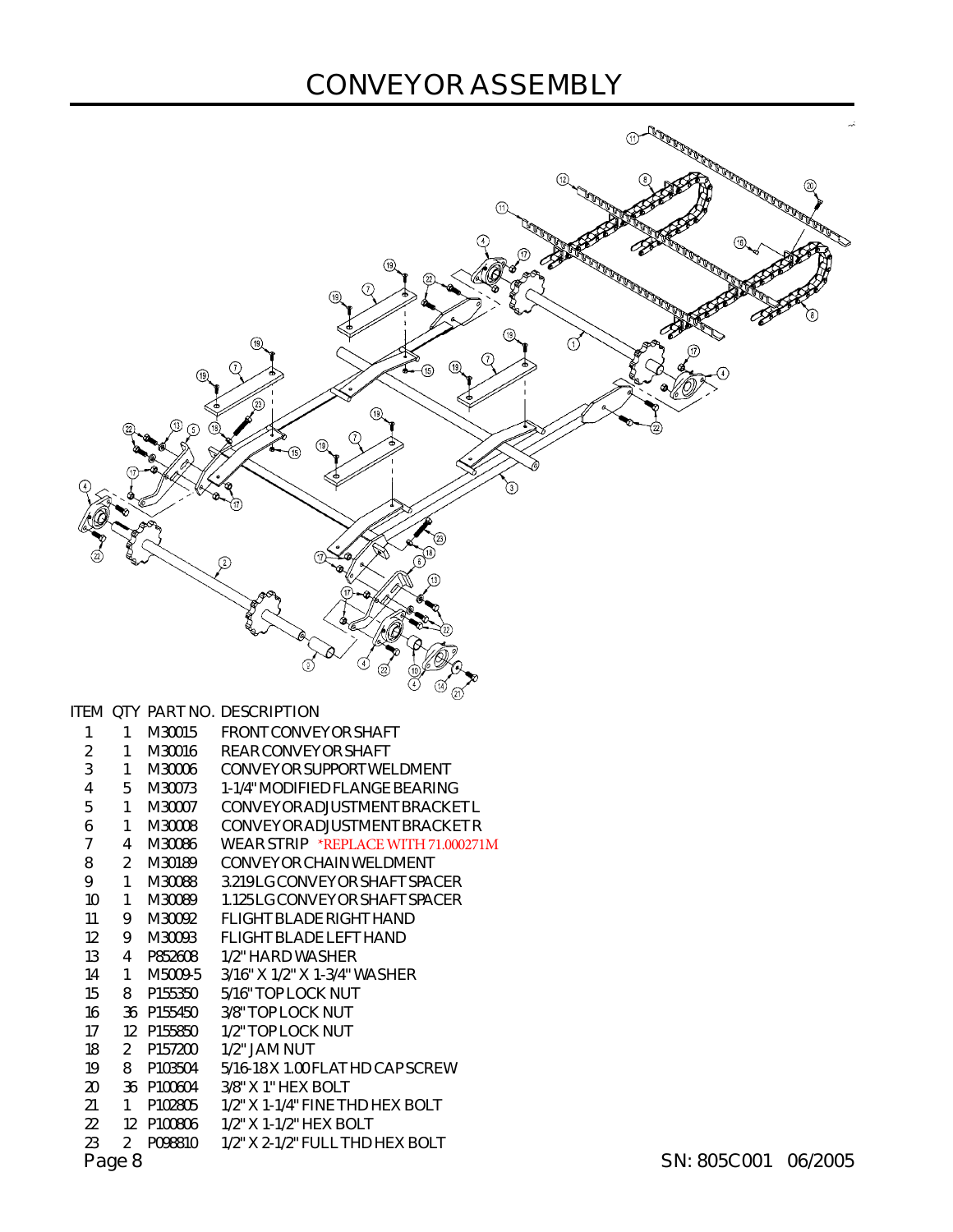# CONVEYOR ASSEMBLY

| ITEM | QTY | PART NO. | DESCRIPTION |
|---|---|---|---|
| 1 | 1 | M30015 | FRONT CONVEYOR SHAFT |
| 2 | 1 | M30016 | REAR CONVEYOR SHAFT |
| 3 | 1 | M30006 | CONVEYOR SUPPORT WELDMENT |
| 4 | 5 | M30073 | 1-1/4" MODIFIED FLANGE BEARING |
| 5 | 1 | M30007 | CONVEYOR ADJUSTMENT BRACKET L |
| 6 | 1 | M30008 | CONVEYOR ADJUSTMENT BRACKET R |
| 7 | 4 | M30086 | WEAR STRIP *REPLACE WITH 71.000271M |
| 8 | 2 | M30189 | CONVEYOR CHAIN WELDMENT |
| 9 | 1 | M30088 | 3.219 LG CONVEYOR SHAFT SPACER |
| 10 | 1 | M30089 | 1.125 LG CONVEYOR SHAFT SPACER |
| 11 | 9 | M30092 | FLIGHT BLADE RIGHT HAND |
| 12 | 9 | M30093 | FLIGHT BLADE LEFT HAND |
| 13 | 4 | P852608 | 1/2" HARD WASHER |
| 14 | 1 | M5009-5 | 3/16" X 1/2" X 1-3/4" WASHER |
| 15 | 8 | P155350 | 5/16" TOP LOCK NUT |
| 16 | 36 | P155450 | 3/8" TOP LOCK NUT |
| 17 | 12 | P155850 | 1/2" TOP LOCK NUT |
| 18 | 2 | P157200 | 1/2" JAM NUT |
| 19 | 8 | P103504 | 5/16-18 X 1.00 FLAT HD CAP SCREW |
| 20 | 36 | P100604 | 3/8" X 1" HEX BOLT |
| 21 | 1 | P102805 | 1/2" X 1-1/4" FINE THD HEX BOLT |
| 22 | 12 | P100806 | 1/2" X 1-1/2" HEX BOLT |
| 23 | 2 | P098810 | 1/2" X 2-1/2" FULL THD HEX BOLT |

SN: 805C001 06/2005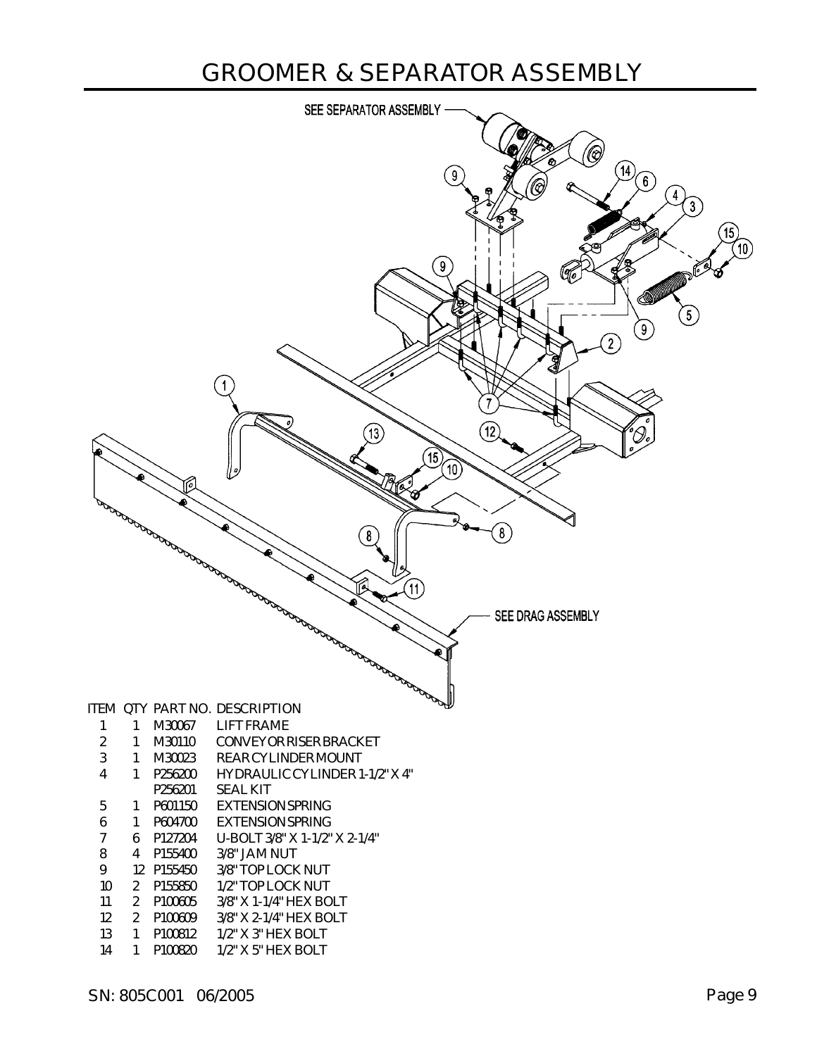# GROOMER & SEPARATOR ASSEMBLY

SEE SEPARATOR ASSEMBLY

SEE DRAG ASSEMBLY

| ITEM | QTY | PART NO. | DESCRIPTION |
|---|---|---|---|
| 1 | 1 | M30067 | LIFT FRAME |
| 2 | 1 | M30110 | CONVEYOR RISER BRACKET |
| 3 | 1 | M30023 | REAR CYLINDER MOUNT |
| 4 | 1 | P256200 | HYDRAULIC CYLINDER 1-1/2" X 4" |
| | | P256201 | SEAL KIT |
| 5 | 1 | P601150 | EXTENSION SPRING |
| 6 | 1 | P604700 | EXTENSION SPRING |
| 7 | 6 | P127204 | U-BOLT 3/8" X 1-1/2" X 2-1/4" |
| 8 | 4 | P155400 | 3/8" JAM NUT |
| 9 | 12 | P155450 | 3/8" TOP LOCK NUT |
| 10 | 2 | P155850 | 1/2" TOP LOCK NUT |
| 11 | 2 | P100605 | 3/8" X 1-1/4" HEX BOLT |
| 12 | 2 | P100609 | 3/8" X 2-1/4" HEX BOLT |
| 13 | 1 | P100812 | 1/2" X 3" HEX BOLT |
| 14 | 1 | P100820 | 1/2" X 5" HEX BOLT |

SN: 805C001 06/2005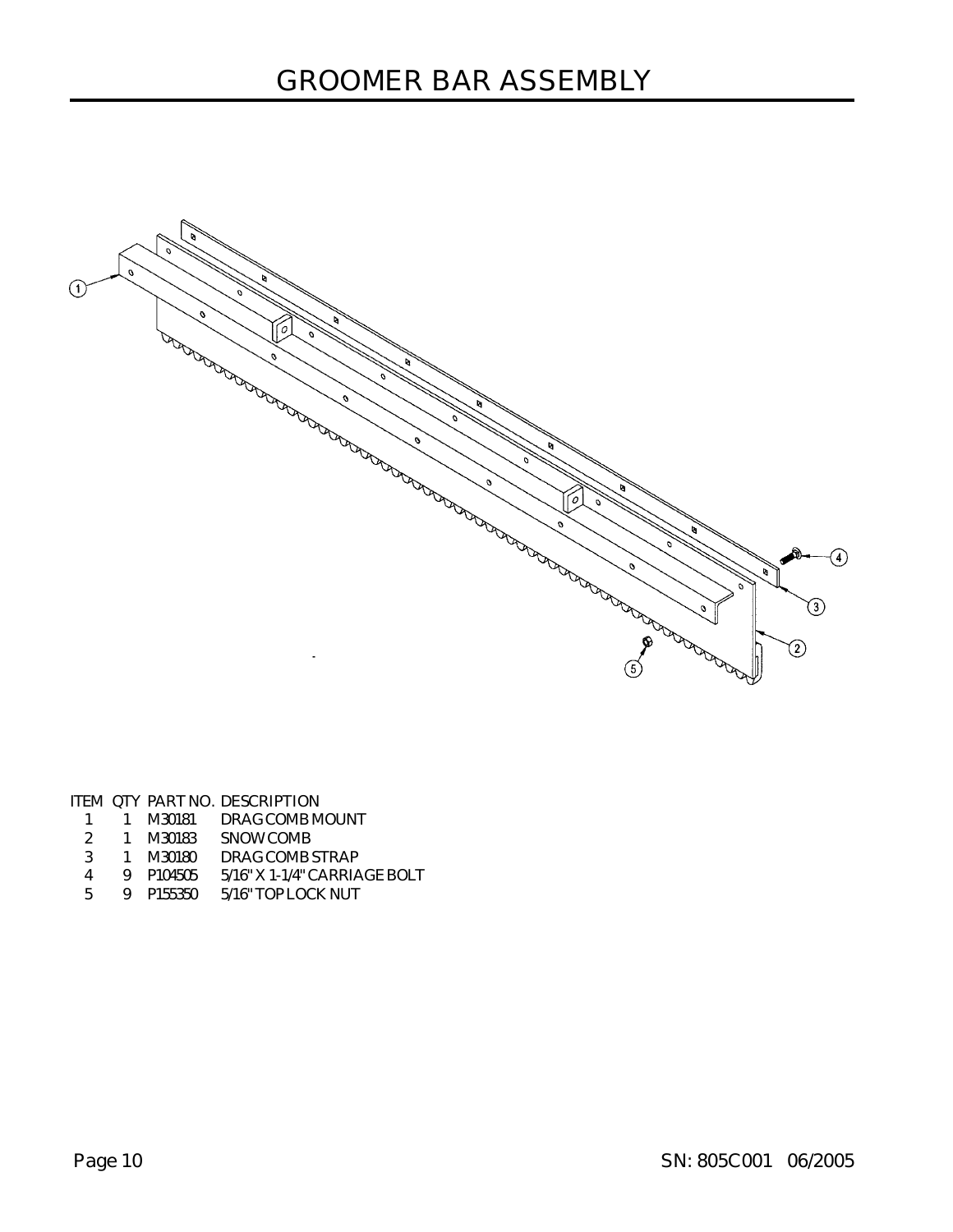# GROOMER BAR ASSEMBLY

| ITEM | QTY | PART NO. | DESCRIPTION |
|---|---|---|---|
| 1 | 1 | M30181 | DRAG COMB MOUNT |
| 2 | 1 | M30183 | SNOW COMB |
| 3 | 1 | M30180 | DRAG COMB STRAP |
| 4 | 9 | P104505 | 5/16" X 1-1/4" CARRIAGE BOLT |
| 5 | 9 | P155350 | 5/16" TOP LOCK NUT |

SN: 805C001 06/2005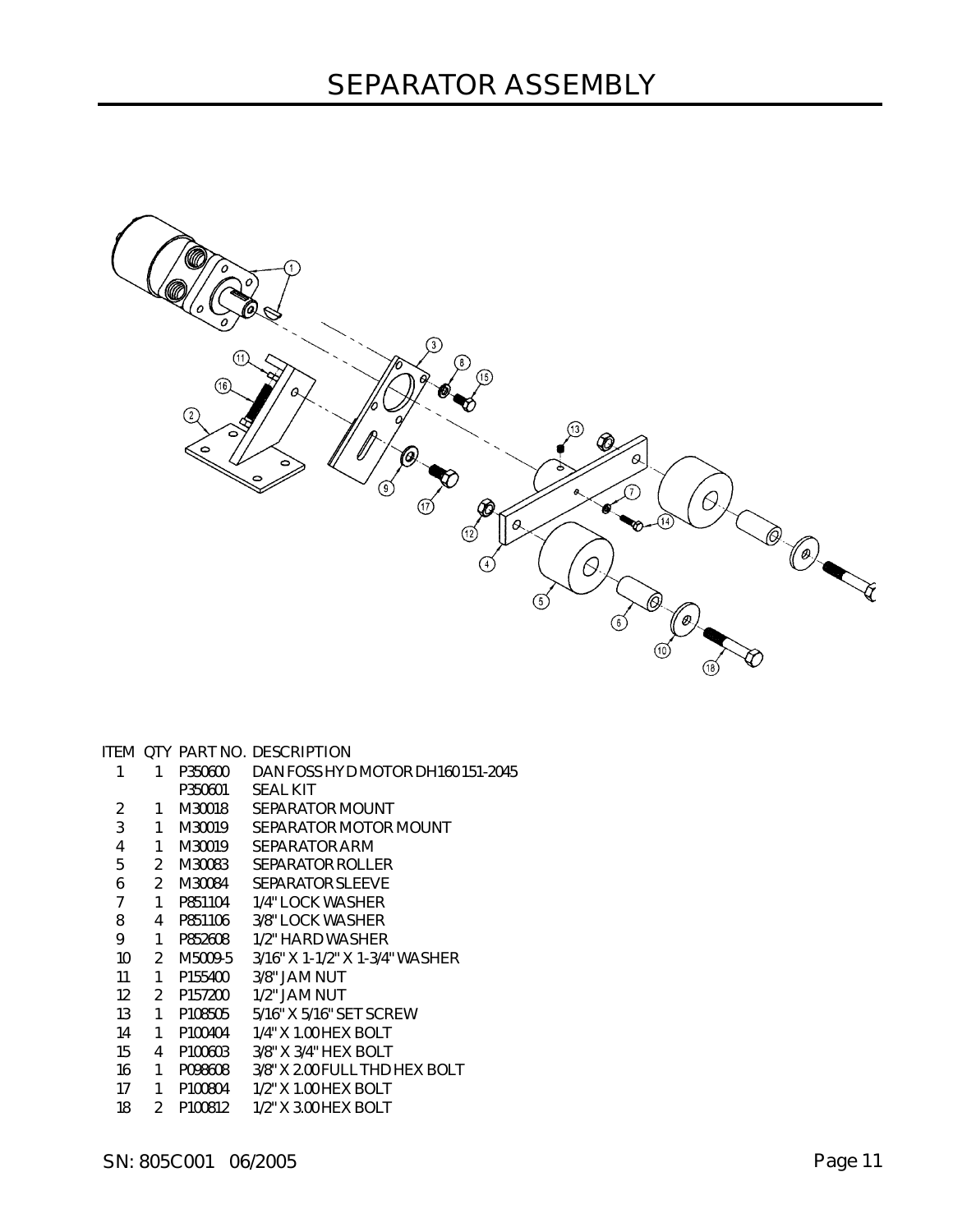# SEPARATOR ASSEMBLY

| ITEM | QTY | PART NO. | DESCRIPTION |
|---|---|---|---|
| 1 | 1 | P350600 | DANFOSS HYD MOTOR DH160 151-2045 |
| | | P350601 | SEAL KIT |
| 2 | 1 | M30018 | SEPARATOR MOUNT |
| 3 | 1 | M30019 | SEPARATOR MOTOR MOUNT |
| 4 | 1 | M30019 | SEPARATOR ARM |
| 5 | 2 | M30083 | SEPARATOR ROLLER |
| 6 | 2 | M30084 | SEPARATOR SLEEVE |
| 7 | 1 | P851104 | 1/4" LOCK WASHER |
| 8 | 4 | P851106 | 3/8" LOCK WASHER |
| 9 | 1 | P852608 | 1/2" HARD WASHER |
| 10 | 2 | M5009-5 | 3/16" X 1-1/2" X 1-3/4" WASHER |
| 11 | 1 | P155400 | 3/8" JAM NUT |
| 12 | 2 | P157200 | 1/2" JAM NUT |
| 13 | 1 | P108505 | 5/16" X 5/16" SET SCREW |
| 14 | 1 | P100404 | 1/4" X 1.00 HEX BOLT |
| 15 | 4 | P100603 | 3/8" X 3/4" HEX BOLT |
| 16 | 1 | P098608 | 3/8" X 2.00 FULL THD HEX BOLT |
| 17 | 1 | P100804 | 1/2" X 1.00 HEX BOLT |
| 18 | 2 | P100812 | 1/2" X 3.00 HEX BOLT |

SN: 805C001 06/2005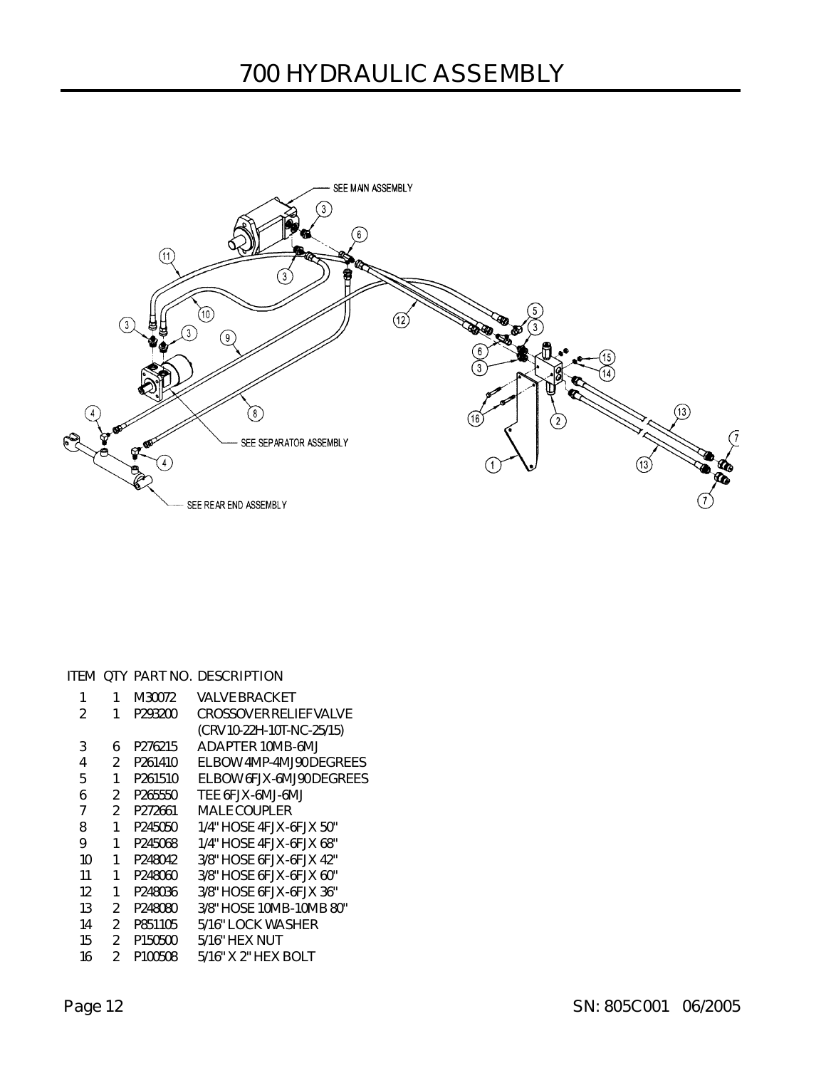# 700 HYDRAULIC ASSEMBLY

SEE MAIN ASSEMBLY

SEE SEPARATOR ASSEMBLY

SEE REAR END ASSEMBLY

| ITEM | QTY | PART NO. | DESCRIPTION |
|---|---|---|---|
| 1 | 1 | M30072 | VALVE BRACKET |
| 2 | 1 | P293200 | CROSSOVER RELIEF VALVE (CRV10-22H-10T-NC-25/15) |
| 3 | 6 | P276215 | ADAPTER 10MB-6MJ |
| 4 | 2 | P261410 | ELBOW 4MP-4MJ 90 DEGREES |
| 5 | 1 | P261510 | ELBOW 6FJX-6MJ 90 DEGREES |
| 6 | 2 | P265550 | TEE 6FJX-6MJ-6MJ |
| 7 | 2 | P272661 | MALE COUPLER |
| 8 | 1 | P245050 | 1/4" HOSE 4FJX-6FJX 50" |
| 9 | 1 | P245068 | 1/4" HOSE 4FJX-6FJX 68" |
| 10 | 1 | P248042 | 3/8" HOSE 6FJX-6FJX 42" |
| 11 | 1 | P248060 | 3/8" HOSE 6FJX-6FJX 60" |
| 12 | 1 | P248036 | 3/8" HOSE 6FJX-6FJX 36" |
| 13 | 2 | P248080 | 3/8" HOSE 10MB-10MB 80" |
| 14 | 2 | P851105 | 5/16" LOCK WASHER |
| 15 | 2 | P150500 | 5/16" HEX NUT |
| 16 | 2 | P100508 | 5/16" X 2" HEX BOLT |

SN: 805C001 06/2005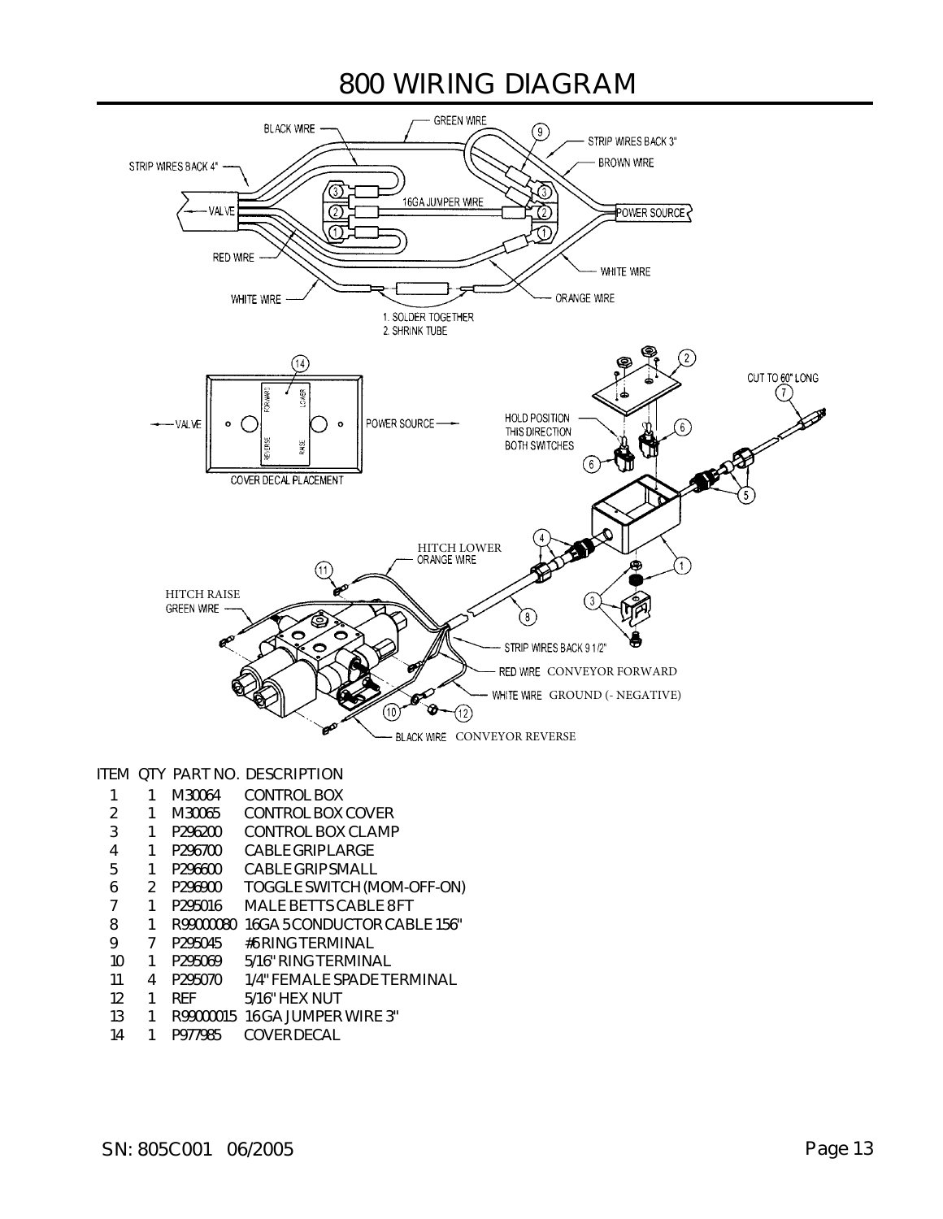# 800 WIRING DIAGRAM

BLACK WIRE

GREEN WIRE

STRIP WIRES BACK 3"

BROWN WIRE

STRIP WIRES BACK 4"

VALVE

16GA JUMPER WIRE

POWER SOURCE

RED WIRE

WHITE WIRE

WHITE WIRE

ORANGE WIRE

1. SOLDER TOGETHER
2. SHRINK TUBE

CUT TO 60" LONG

HOLD POSITION THIS DIRECTION BOTH SWITCHES

VALVE

POWER SOURCE

FORWARD LOWER REVERSE RAISE

COVER DECAL PLACEMENT

HITCH LOWER ORANGE WIRE

HITCH RAISE GREEN WIRE

STRIP WIRES BACK 9 1/2"

RED WIRE CONVEYOR FORWARD

WHITE WIRE GROUND (- NEGATIVE)

BLACK WIRE CONVEYOR REVERSE

| ITEM | QTY | PART NO. | DESCRIPTION |
|---|---|---|---|
| 1 | 1 | M30064 | CONTROL BOX |
| 2 | 1 | M30065 | CONTROL BOX COVER |
| 3 | 1 | P296200 | CONTROL BOX CLAMP |
| 4 | 1 | P296700 | CABLE GRIP LARGE |
| 5 | 1 | P296600 | CABLE GRIP SMALL |
| 6 | 2 | P296900 | TOGGLE SWITCH (MOM-OFF-ON) |
| 7 | 1 | P295016 | MALE BETTS CABLE 8 FT |
| 8 | 1 | R99000080 | 16GA 5 CONDUCTOR CABLE 156" |
| 9 | 7 | P295045 | #6 RING TERMINAL |
| 10 | 1 | P295069 | 5/16" RING TERMINAL |
| 11 | 4 | P295070 | 1/4" FEMALE SPADE TERMINAL |
| 12 | 1 | REF | 5/16" HEX NUT |
| 13 | 1 | R99000015 | 16GA JUMPER WIRE 3" |
| 14 | 1 | P977985 | COVER DECAL |

SN: 805C001 06/2005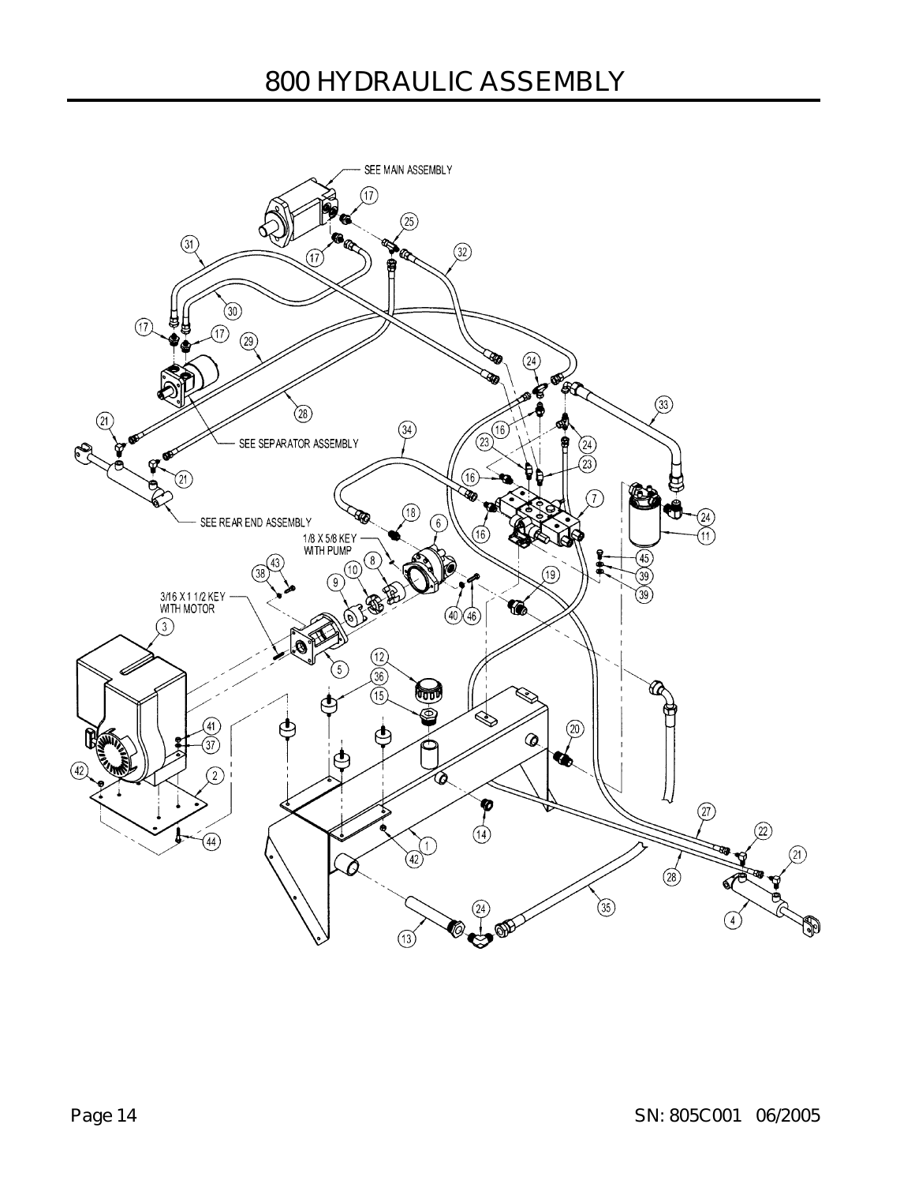# 800 HYDRAULIC ASSEMBLY

SEE MAIN ASSEMBLY

SEE SEPARATOR ASSEMBLY

SEE REAR END ASSEMBLY

1/8 X 5/8 KEY WITH PUMP

3/16 X 1 1/2 KEY WITH MOTOR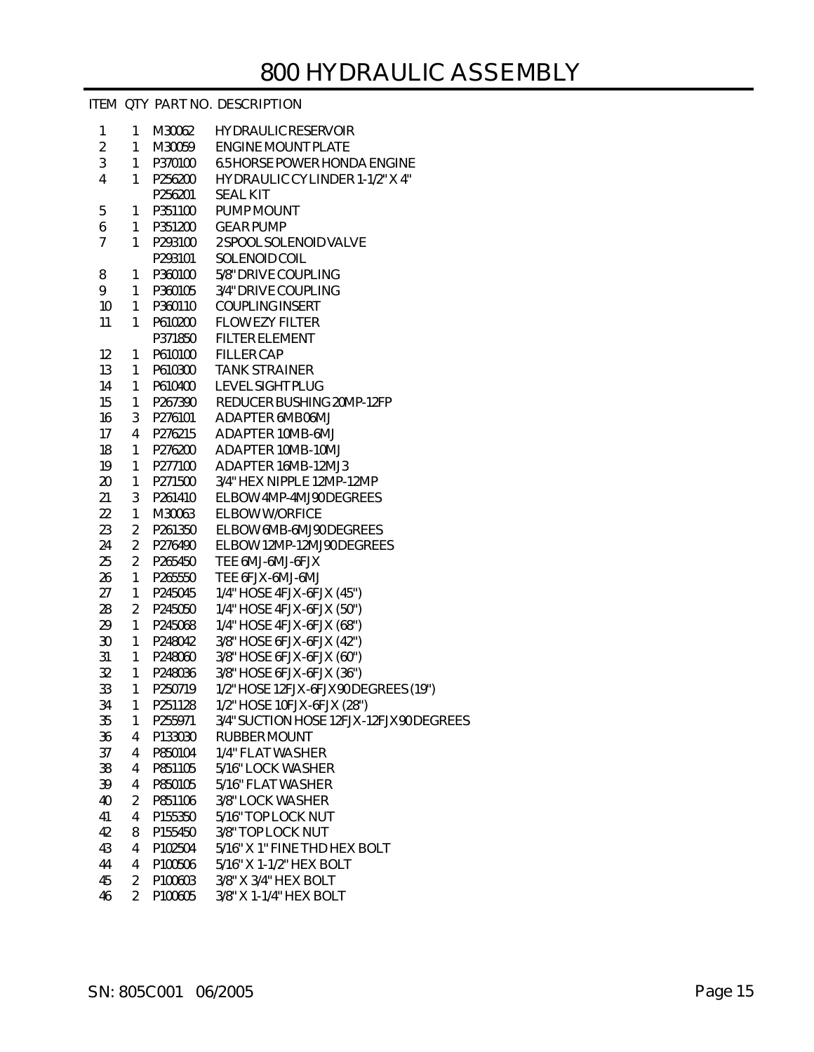# 800 HYDRAULIC ASSEMBLY

| ITEM | QTY | PART NO. | DESCRIPTION |
|---|---|---|---|
| 1 | 1 | M30062 | HYDRAULIC RESERVOIR |
| 2 | 1 | M30059 | ENGINE MOUNT PLATE |
| 3 | 1 | P370100 | 6.5 HORSE POWER HONDA ENGINE |
| 4 | 1 | P256200 | HYDRAULIC CYLINDER 1-1/2" X 4" |
| | | P256201 | SEAL KIT |
| 5 | 1 | P351100 | PUMP MOUNT |
| 6 | 1 | P351200 | GEAR PUMP |
| 7 | 1 | P293100 | 2 SPOOL SOLENOID VALVE |
| | | P293101 | SOLENOID COIL |
| 8 | 1 | P360100 | 5/8" DRIVE COUPLING |
| 9 | 1 | P360105 | 3/4" DRIVE COUPLING |
| 10 | 1 | P360110 | COUPLING INSERT |
| 11 | 1 | P610200 | FLOW EZY FILTER |
| | | P371850 | FILTER ELEMENT |
| 12 | 1 | P610100 | FILLER CAP |
| 13 | 1 | P610300 | TANK STRAINER |
| 14 | 1 | P610400 | LEVEL SIGHT PLUG |
| 15 | 1 | P267390 | REDUCER BUSHING 20MP-12FP |
| 16 | 3 | P276101 | ADAPTER 6MB06MJ |
| 17 | 4 | P276215 | ADAPTER 10MB-6MJ |
| 18 | 1 | P276200 | ADAPTER 10MB-10MJ |
| 19 | 1 | P277100 | ADAPTER 16MB-12MJ3 |
| 20 | 1 | P271500 | 3/4" HEX NIPPLE 12MP-12MP |
| 21 | 3 | P261410 | ELBOW 4MP-4MJ 90 DEGREES |
| 22 | 1 | M30063 | ELBOW W/ORFICE |
| 23 | 2 | P261350 | ELBOW 6MB-6MJ 90 DEGREES |
| 24 | 2 | P276490 | ELBOW 12MP-12MJ 90 DEGREES |
| 25 | 2 | P265450 | TEE 6MJ-6MJ-6FJX |
| 26 | 1 | P265550 | TEE 6FJX-6MJ-6MJ |
| 27 | 1 | P245045 | 1/4" HOSE 4FJX-6FJX (45") |
| 28 | 2 | P245050 | 1/4" HOSE 4FJX-6FJX (50") |
| 29 | 1 | P245068 | 1/4" HOSE 4FJX-6FJX (68") |
| 30 | 1 | P248042 | 3/8" HOSE 6FJX-6FJX (42") |
| 31 | 1 | P248060 | 3/8" HOSE 6FJX-6FJX (60") |
| 32 | 1 | P248036 | 3/8" HOSE 6FJX-6FJX (36") |
| 33 | 1 | P250719 | 1/2" HOSE 12FJX-6FJX 90 DEGREES (19") |
| 34 | 1 | P251128 | 1/2" HOSE 10FJX-6FJX (28") |
| 35 | 1 | P255971 | 3/4" SUCTION HOSE 12FJX-12FJX 90 DEGREES |
| 36 | 4 | P133030 | RUBBER MOUNT |
| 37 | 4 | P850104 | 1/4" FLAT WASHER |
| 38 | 4 | P851105 | 5/16" LOCK WASHER |
| 39 | 4 | P850105 | 5/16" FLAT WASHER |
| 40 | 2 | P851106 | 3/8" LOCK WASHER |
| 41 | 4 | P155350 | 5/16" TOP LOCK NUT |
| 42 | 8 | P155450 | 3/8" TOP LOCK NUT |
| 43 | 4 | P102504 | 5/16" X 1" FINE THD HEX BOLT |
| 44 | 4 | P100506 | 5/16" X 1-1/2" HEX BOLT |
| 45 | 2 | P100603 | 3/8" X 3/4" HEX BOLT |
| 46 | 2 | P100605 | 3/8" X 1-1/4" HEX BOLT |

SN: 805C001 06/2005